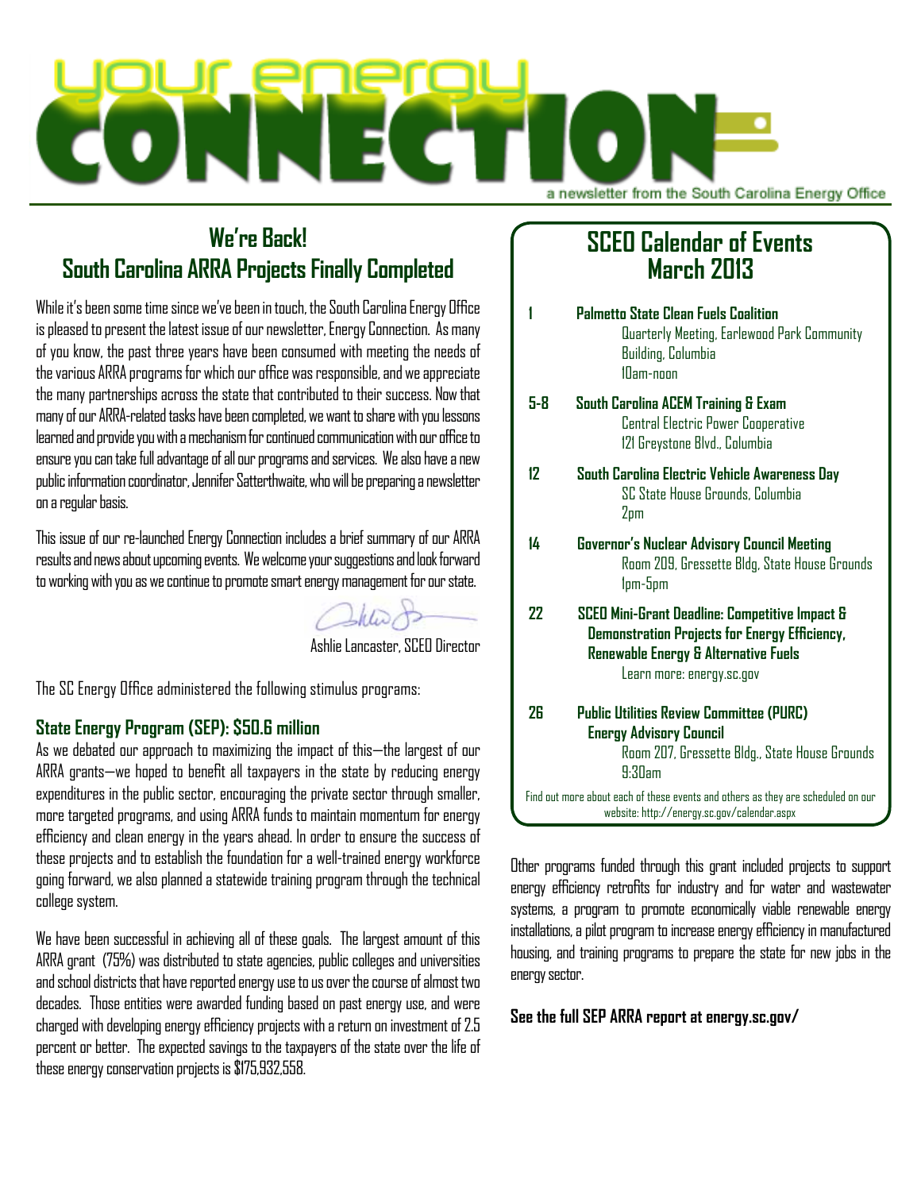# your energy CONNECTION

a newsletter from the South Carolina Energy Office

## We're Back!
## South Carolina ARRA Projects Finally Completed

While it's been some time since we've been in touch, the South Carolina Energy Office is pleased to present the latest issue of our newsletter, Energy Connection. As many of you know, the past three years have been consumed with meeting the needs of the various ARRA programs for which our office was responsible, and we appreciate the many partnerships across the state that contributed to their success. Now that many of our ARRA-related tasks have been completed, we want to share with you lessons learned and provide you with a mechanism for continued communication with our office to ensure you can take full advantage of all our programs and services. We also have a new public information coordinator, Jennifer Satterthwaite, who will be preparing a newsletter on a regular basis.

This issue of our re-launched Energy Connection includes a brief summary of our ARRA results and news about upcoming events. We welcome your suggestions and look forward to working with you as we continue to promote smart energy management for our state.

Ashlie Lancaster, SCEO Director

The SC Energy Office administered the following stimulus programs:

### State Energy Program (SEP): $50.6 million

As we debated our approach to maximizing the impact of this—the largest of our ARRA grants—we hoped to benefit all taxpayers in the state by reducing energy expenditures in the public sector, encouraging the private sector through smaller, more targeted programs, and using ARRA funds to maintain momentum for energy efficiency and clean energy in the years ahead. In order to ensure the success of these projects and to establish the foundation for a well-trained energy workforce going forward, we also planned a statewide training program through the technical college system.

We have been successful in achieving all of these goals. The largest amount of this ARRA grant (75%) was distributed to state agencies, public colleges and universities and school districts that have reported energy use to us over the course of almost two decades. Those entities were awarded funding based on past energy use, and were charged with developing energy efficiency projects with a return on investment of 2.5 percent or better. The expected savings to the taxpayers of the state over the life of these energy conservation projects is $175,932,558.

Other programs funded through this grant included projects to support energy efficiency retrofits for industry and for water and wastewater systems, a program to promote economically viable renewable energy installations, a pilot program to increase energy efficiency in manufactured housing, and training programs to prepare the state for new jobs in the energy sector.

**See the full SEP ARRA report at energy.sc.gov/**

## SCEO Calendar of Events March 2013

**1** — **Palmetto State Clean Fuels Coalition**
Quarterly Meeting, Earlewood Park Community Building, Columbia
10am-noon

**5-8** — **South Carolina ACEM Training & Exam**
Central Electric Power Cooperative
121 Greystone Blvd., Columbia

**12** — **South Carolina Electric Vehicle Awareness Day**
SC State House Grounds, Columbia
2pm

**14** — **Governor's Nuclear Advisory Council Meeting**
Room 209, Gressette Bldg, State House Grounds
1pm-5pm

**22** — **SCEO Mini-Grant Deadline: Competitive Impact & Demonstration Projects for Energy Efficiency, Renewable Energy & Alternative Fuels**
Learn more: energy.sc.gov

**26** — **Public Utilities Review Committee (PURC) Energy Advisory Council**
Room 207, Gressette Bldg., State House Grounds
9:30am

Find out more about each of these events and others as they are scheduled on our website: http://energy.sc.gov/calendar.aspx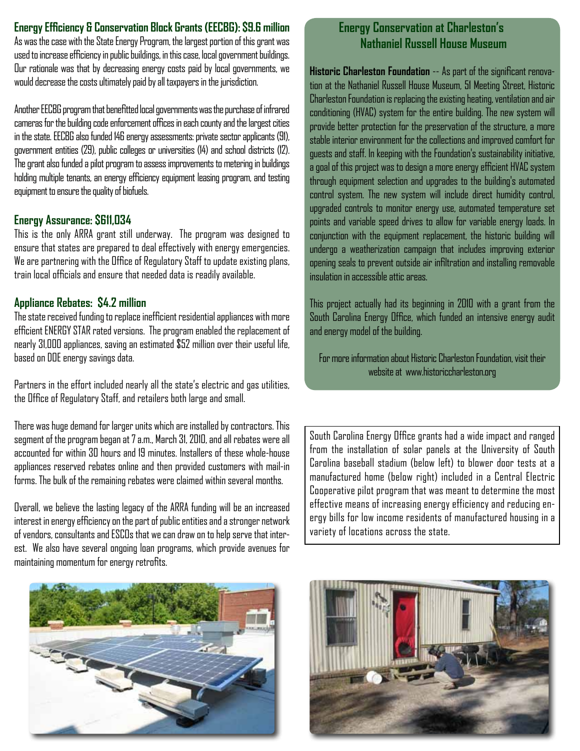### Energy Efficiency & Conservation Block Grants (EECBG): $9.6 million

As was the case with the State Energy Program, the largest portion of this grant was used to increase efficiency in public buildings, in this case, local government buildings. Our rationale was that by decreasing energy costs paid by local governments, we would decrease the costs ultimately paid by all taxpayers in the jurisdiction.

Another EECBG program that benefitted local governments was the purchase of infrared cameras for the building code enforcement offices in each county and the largest cities in the state. EECBG also funded 146 energy assessments: private sector applicants (91), government entities (29), public colleges or universities (14) and school districts (12). The grant also funded a pilot program to assess improvements to metering in buildings holding multiple tenants, an energy efficiency equipment leasing program, and testing equipment to ensure the quality of biofuels.

### Energy Assurance: $611,034

This is the only ARRA grant still underway. The program was designed to ensure that states are prepared to deal effectively with energy emergencies. We are partnering with the Office of Regulatory Staff to update existing plans, train local officials and ensure that needed data is readily available.

### Appliance Rebates: $4.2 million

The state received funding to replace inefficient residential appliances with more efficient ENERGY STAR rated versions. The program enabled the replacement of nearly 31,000 appliances, saving an estimated $52 million over their useful life, based on DOE energy savings data.

Partners in the effort included nearly all the state's electric and gas utilities, the Office of Regulatory Staff, and retailers both large and small.

There was huge demand for larger units which are installed by contractors. This segment of the program began at 7 a.m., March 31, 2010, and all rebates were all accounted for within 30 hours and 19 minutes. Installers of these whole-house appliances reserved rebates online and then provided customers with mail-in forms. The bulk of the remaining rebates were claimed within several months.

Overall, we believe the lasting legacy of the ARRA funding will be an increased interest in energy efficiency on the part of public entities and a stronger network of vendors, consultants and ESCOs that we can draw on to help serve that interest. We also have several ongoing loan programs, which provide avenues for maintaining momentum for energy retrofits.

### Energy Conservation at Charleston's Nathaniel Russell House Museum

**Historic Charleston Foundation** -- As part of the significant renovation at the Nathaniel Russell House Museum, 51 Meeting Street, Historic Charleston Foundation is replacing the existing heating, ventilation and air conditioning (HVAC) system for the entire building. The new system will provide better protection for the preservation of the structure, a more stable interior environment for the collections and improved comfort for guests and staff. In keeping with the Foundation's sustainability initiative, a goal of this project was to design a more energy efficient HVAC system through equipment selection and upgrades to the building's automated control system. The new system will include direct humidity control, upgraded controls to monitor energy use, automated temperature set points and variable speed drives to allow for variable energy loads. In conjunction with the equipment replacement, the historic building will undergo a weatherization campaign that includes improving exterior opening seals to prevent outside air infiltration and installing removable insulation in accessible attic areas.

This project actually had its beginning in 2010 with a grant from the South Carolina Energy Office, which funded an intensive energy audit and energy model of the building.

For more information about Historic Charleston Foundation, visit their website at www.historiccharleston.org

South Carolina Energy Office grants had a wide impact and ranged from the installation of solar panels at the University of South Carolina baseball stadium (below left) to blower door tests at a manufactured home (below right) included in a Central Electric Cooperative pilot program that was meant to determine the most effective means of increasing energy efficiency and reducing energy bills for low income residents of manufactured housing in a variety of locations across the state.